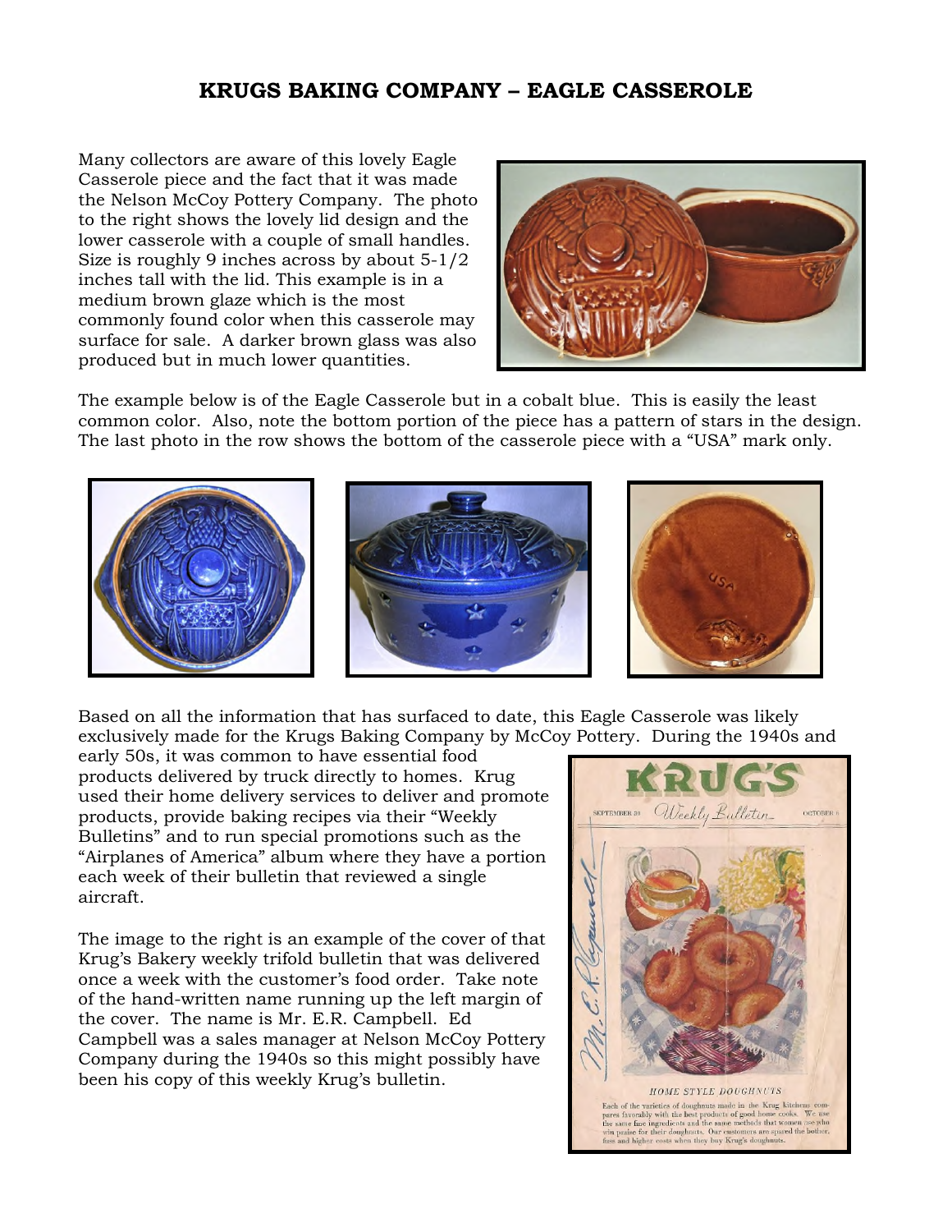# KRUGS BAKING COMPANY – EAGLE CASSEROLE

Many collectors are aware of this lovely Eagle Casserole piece and the fact that it was made the Nelson McCoy Pottery Company. The photo to the right shows the lovely lid design and the lower casserole with a couple of small handles. Size is roughly 9 inches across by about 5-1/2 inches tall with the lid. This example is in a medium brown glaze which is the most commonly found color when this casserole may surface for sale. A darker brown glass was also produced but in much lower quantities.

The example below is of the Eagle Casserole but in a cobalt blue. This is easily the least common color. Also, note the bottom portion of the piece has a pattern of stars in the design. The last photo in the row shows the bottom of the casserole piece with a "USA" mark only.

Based on all the information that has surfaced to date, this Eagle Casserole was likely exclusively made for the Krugs Baking Company by McCoy Pottery. During the 1940s and early 50s, it was common to have essential food products delivered by truck directly to homes. Krug used their home delivery services to deliver and promote products, provide baking recipes via their "Weekly Bulletins" and to run special promotions such as the "Airplanes of America" album where they have a portion each week of their bulletin that reviewed a single aircraft.

The image to the right is an example of the cover of that Krug's Bakery weekly trifold bulletin that was delivered once a week with the customer's food order. Take note of the hand-written name running up the left margin of the cover. The name is Mr. E.R. Campbell. Ed Campbell was a sales manager at Nelson McCoy Pottery Company during the 1940s so this might possibly have been his copy of this weekly Krug's bulletin.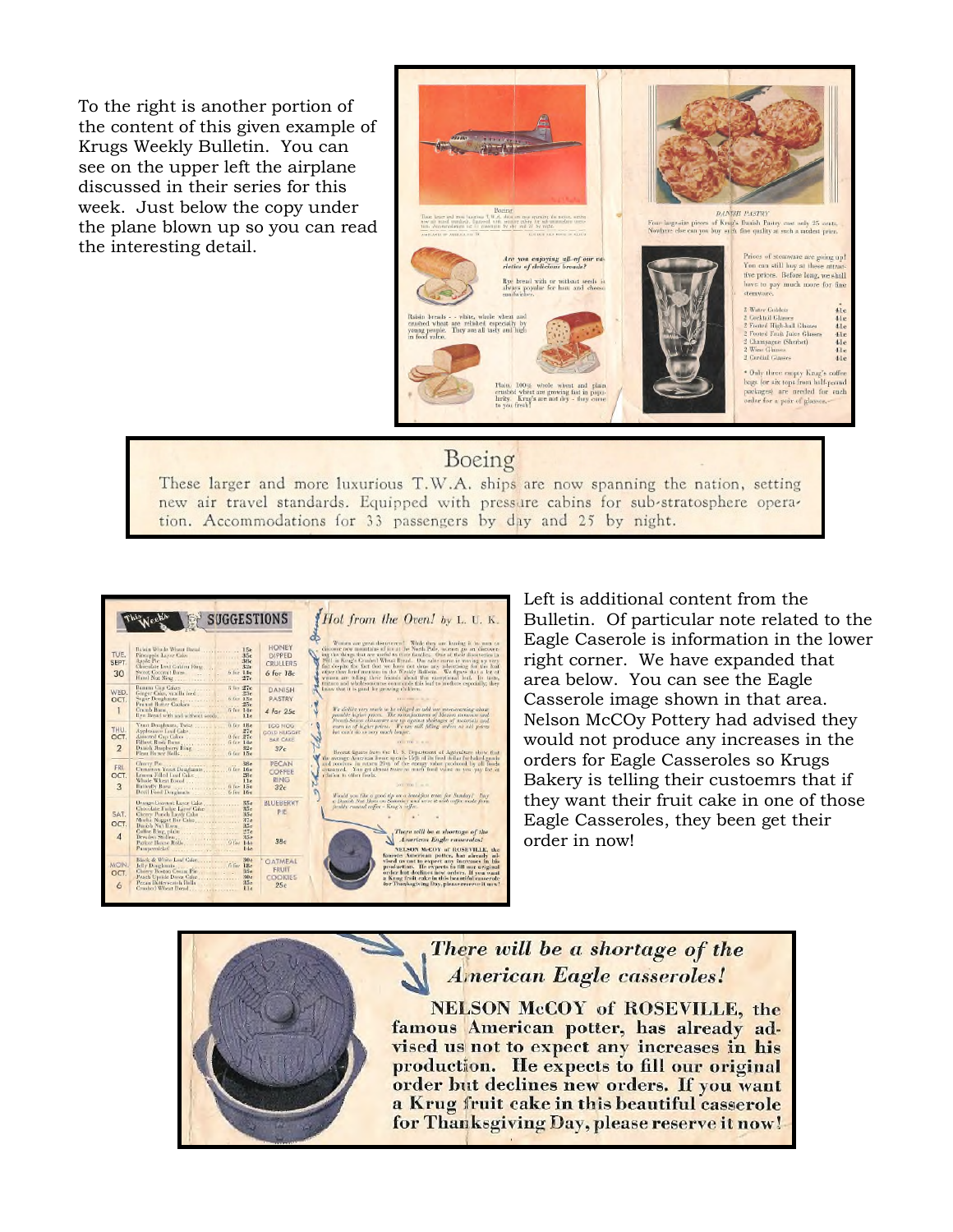To the right is another portion of the content of this given example of Krugs Weekly Bulletin. You can see on the upper left the airplane discussed in their series for this week. Just below the copy under the plane blown up so you can read the interesting detail.

Boeing

These larger and more luxurious T.W.A. ships are now spanning the nation, setting new air travel standards. Equipped with pressure cabins for sub-stratosphere operation. Accommodations for 33 passengers by day and 25 by night.

Left is additional content from the Bulletin. Of particular note related to the Eagle Caserole is information in the lower right corner. We have expanded that area below. You can see the Eagle Casserole image shown in that area. Nelson McCOy Pottery had advised they would not produce any increases in the orders for Eagle Casseroles so Krugs Bakery is telling their custoemrs that if they want their fruit cake in one of those Eagle Casseroles, they been get their order in now!

*There will be a shortage of the American Eagle casseroles!*

**NELSON McCOY of ROSEVILLE, the famous American potter, has already advised us not to expect any increases in his production. He expects to fill our original order but declines new orders. If you want a Krug fruit cake in this beautiful casserole for Thanksgiving Day, please reserve it now!**